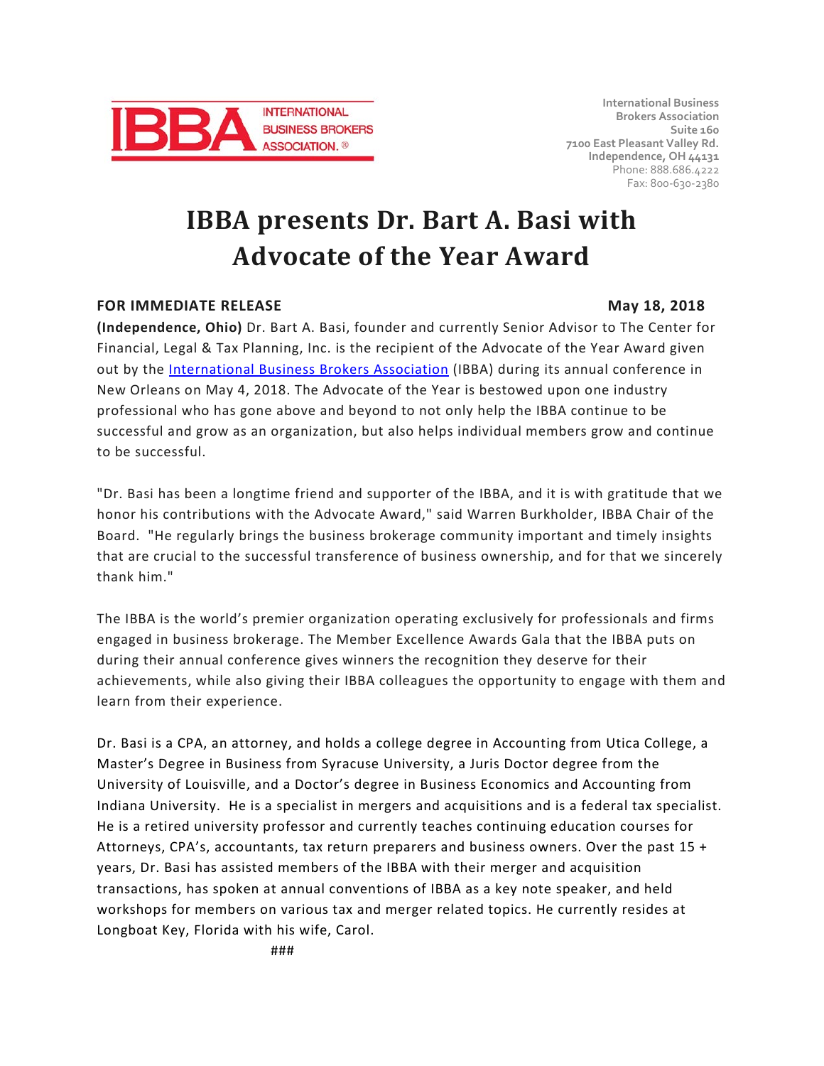INTERNATIONAL BUSINESS BROKERS ASSOCIATION.®

International Business
Brokers Association
Suite 160
7100 East Pleasant Valley Rd.
Independence, OH 44131
Phone: 888.686.4222
Fax: 800-630-2380

# IBBA presents Dr. Bart A. Basi with Advocate of the Year Award

**FOR IMMEDIATE RELEASE** **May 18, 2018**

**(Independence, Ohio)** Dr. Bart A. Basi, founder and currently Senior Advisor to The Center for Financial, Legal & Tax Planning, Inc. is the recipient of the Advocate of the Year Award given out by the [International Business Brokers Association](#) (IBBA) during its annual conference in New Orleans on May 4, 2018. The Advocate of the Year is bestowed upon one industry professional who has gone above and beyond to not only help the IBBA continue to be successful and grow as an organization, but also helps individual members grow and continue to be successful.

"Dr. Basi has been a longtime friend and supporter of the IBBA, and it is with gratitude that we honor his contributions with the Advocate Award," said Warren Burkholder, IBBA Chair of the Board. "He regularly brings the business brokerage community important and timely insights that are crucial to the successful transference of business ownership, and for that we sincerely thank him."

The IBBA is the world's premier organization operating exclusively for professionals and firms engaged in business brokerage. The Member Excellence Awards Gala that the IBBA puts on during their annual conference gives winners the recognition they deserve for their achievements, while also giving their IBBA colleagues the opportunity to engage with them and learn from their experience.

Dr. Basi is a CPA, an attorney, and holds a college degree in Accounting from Utica College, a Master's Degree in Business from Syracuse University, a Juris Doctor degree from the University of Louisville, and a Doctor's degree in Business Economics and Accounting from Indiana University. He is a specialist in mergers and acquisitions and is a federal tax specialist. He is a retired university professor and currently teaches continuing education courses for Attorneys, CPA's, accountants, tax return preparers and business owners. Over the past 15 + years, Dr. Basi has assisted members of the IBBA with their merger and acquisition transactions, has spoken at annual conventions of IBBA as a key note speaker, and held workshops for members on various tax and merger related topics. He currently resides at Longboat Key, Florida with his wife, Carol.

###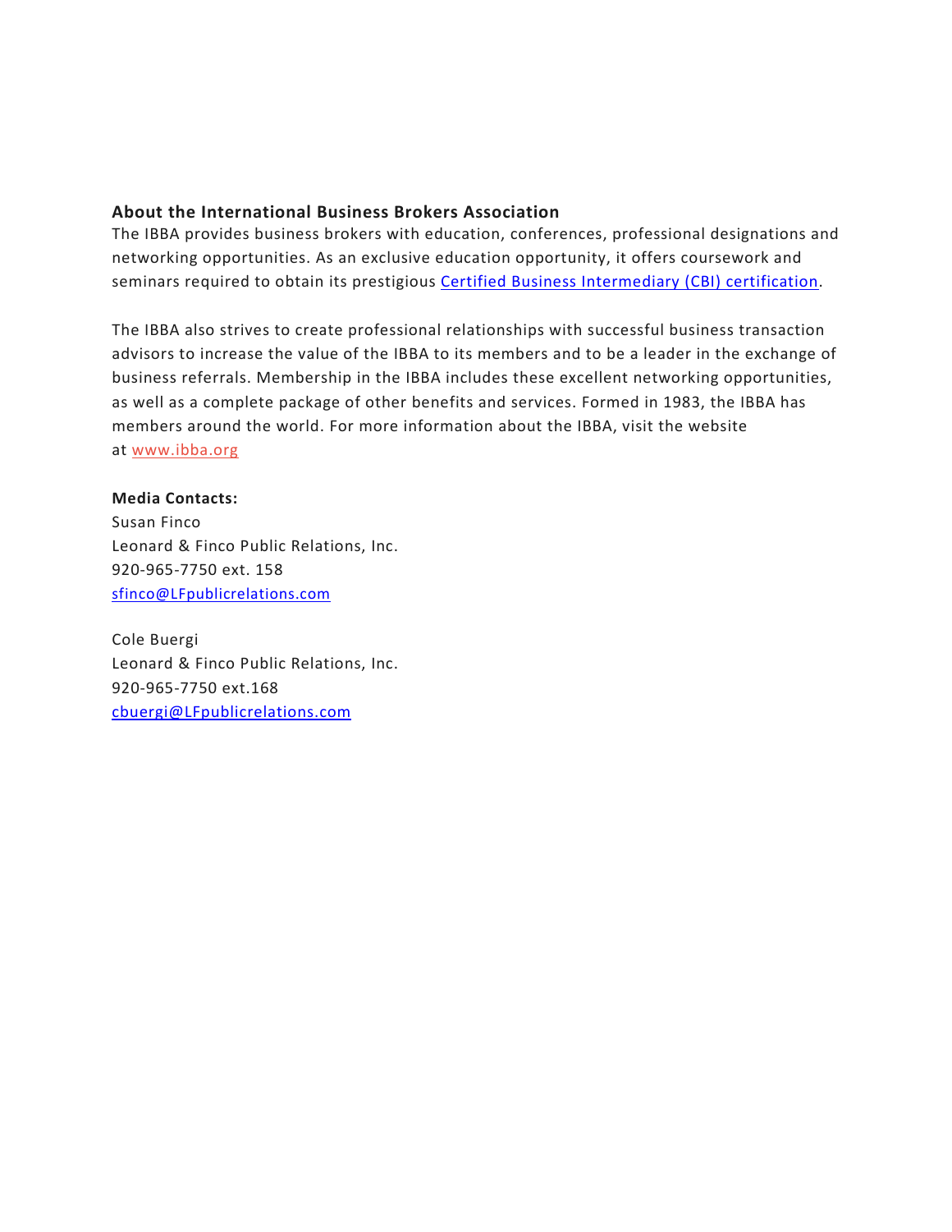**About the International Business Brokers Association**

The IBBA provides business brokers with education, conferences, professional designations and networking opportunities. As an exclusive education opportunity, it offers coursework and seminars required to obtain its prestigious [Certified Business Intermediary (CBI) certification](#).

The IBBA also strives to create professional relationships with successful business transaction advisors to increase the value of the IBBA to its members and to be a leader in the exchange of business referrals. Membership in the IBBA includes these excellent networking opportunities, as well as a complete package of other benefits and services. Formed in 1983, the IBBA has members around the world. For more information about the IBBA, visit the website at [www.ibba.org](http://www.ibba.org)

**Media Contacts:**

Susan Finco
Leonard & Finco Public Relations, Inc.
920-965-7750 ext. 158
[sfinco@LFpublicrelations.com](mailto:sfinco@LFpublicrelations.com)

Cole Buergi
Leonard & Finco Public Relations, Inc.
920-965-7750 ext.168
[cbuergi@LFpublicrelations.com](mailto:cbuergi@LFpublicrelations.com)